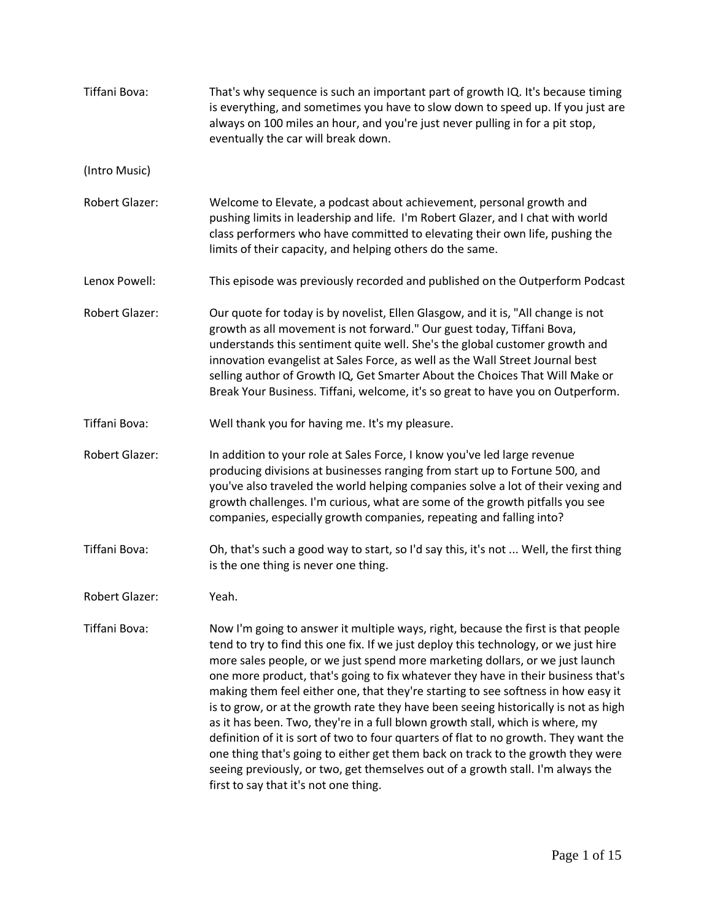**Tiffani Bova:** That's why sequence is such an important part of growth IQ. It's because timing is everything, and sometimes you have to slow down to speed up. If you just are always on 100 miles an hour, and you're just never pulling in for a pit stop, eventually the car will break down.

(Intro Music)

**Robert Glazer:** Welcome to Elevate, a podcast about achievement, personal growth and pushing limits in leadership and life. I'm Robert Glazer, and I chat with world class performers who have committed to elevating their own life, pushing the limits of their capacity, and helping others do the same.

**Lenox Powell:** This episode was previously recorded and published on the Outperform Podcast

**Robert Glazer:** Our quote for today is by novelist, Ellen Glasgow, and it is, "All change is not growth as all movement is not forward." Our guest today, Tiffani Bova, understands this sentiment quite well. She's the global customer growth and innovation evangelist at Sales Force, as well as the Wall Street Journal best selling author of Growth IQ, Get Smarter About the Choices That Will Make or Break Your Business. Tiffani, welcome, it's so great to have you on Outperform.

**Tiffani Bova:** Well thank you for having me. It's my pleasure.

**Robert Glazer:** In addition to your role at Sales Force, I know you've led large revenue producing divisions at businesses ranging from start up to Fortune 500, and you've also traveled the world helping companies solve a lot of their vexing and growth challenges. I'm curious, what are some of the growth pitfalls you see companies, especially growth companies, repeating and falling into?

**Tiffani Bova:** Oh, that's such a good way to start, so I'd say this, it's not ... Well, the first thing is the one thing is never one thing.

**Robert Glazer:** Yeah.

**Tiffani Bova:** Now I'm going to answer it multiple ways, right, because the first is that people tend to try to find this one fix. If we just deploy this technology, or we just hire more sales people, or we just spend more marketing dollars, or we just launch one more product, that's going to fix whatever they have in their business that's making them feel either one, that they're starting to see softness in how easy it is to grow, or at the growth rate they have been seeing historically is not as high as it has been. Two, they're in a full blown growth stall, which is where, my definition of it is sort of two to four quarters of flat to no growth. They want the one thing that's going to either get them back on track to the growth they were seeing previously, or two, get themselves out of a growth stall. I'm always the first to say that it's not one thing.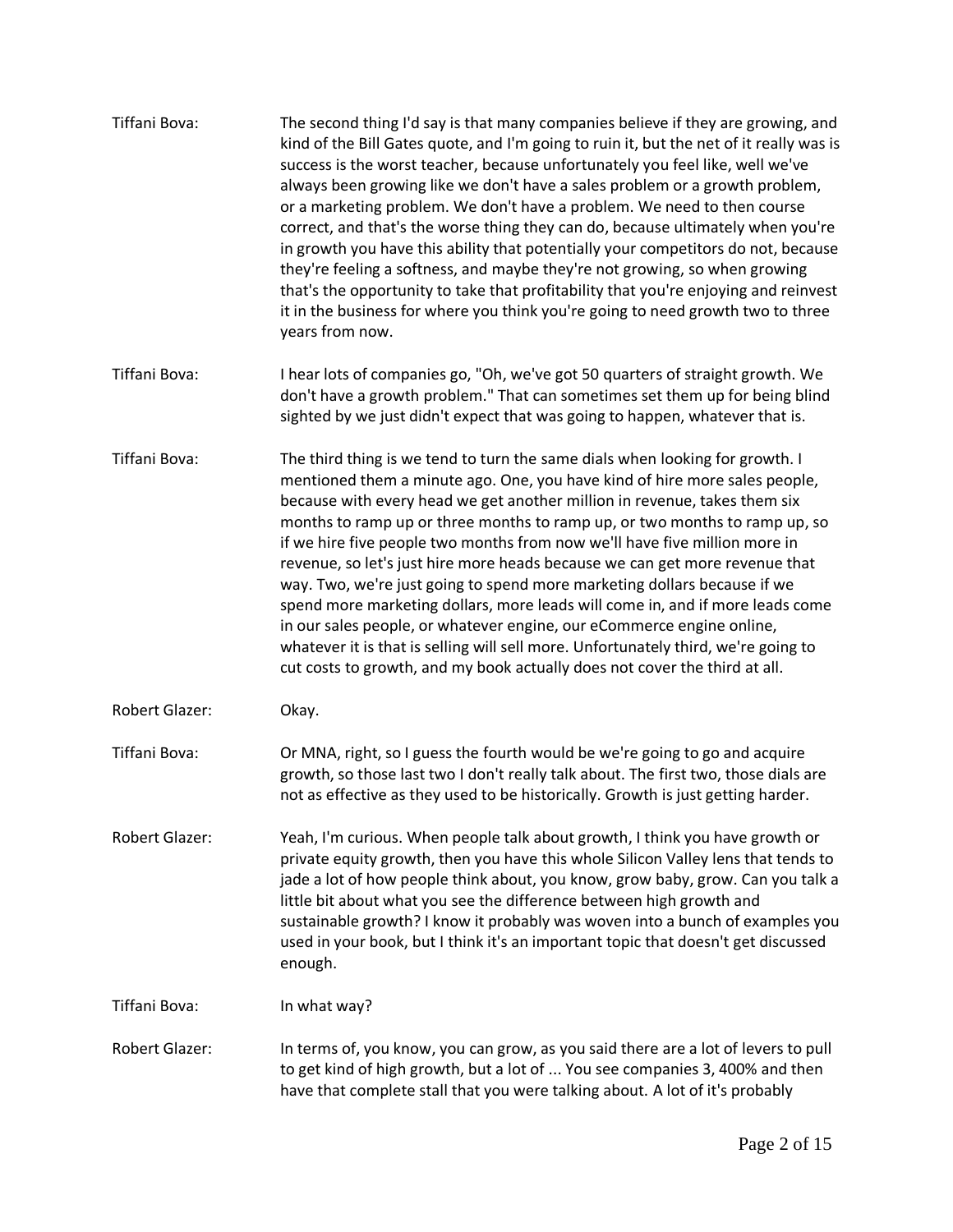Tiffani Bova: The second thing I'd say is that many companies believe if they are growing, and kind of the Bill Gates quote, and I'm going to ruin it, but the net of it really was is success is the worst teacher, because unfortunately you feel like, well we've always been growing like we don't have a sales problem or a growth problem, or a marketing problem. We don't have a problem. We need to then course correct, and that's the worse thing they can do, because ultimately when you're in growth you have this ability that potentially your competitors do not, because they're feeling a softness, and maybe they're not growing, so when growing that's the opportunity to take that profitability that you're enjoying and reinvest it in the business for where you think you're going to need growth two to three years from now.

Tiffani Bova: I hear lots of companies go, "Oh, we've got 50 quarters of straight growth. We don't have a growth problem." That can sometimes set them up for being blind sighted by we just didn't expect that was going to happen, whatever that is.

Tiffani Bova: The third thing is we tend to turn the same dials when looking for growth. I mentioned them a minute ago. One, you have kind of hire more sales people, because with every head we get another million in revenue, takes them six months to ramp up or three months to ramp up, or two months to ramp up, so if we hire five people two months from now we'll have five million more in revenue, so let's just hire more heads because we can get more revenue that way. Two, we're just going to spend more marketing dollars because if we spend more marketing dollars, more leads will come in, and if more leads come in our sales people, or whatever engine, our eCommerce engine online, whatever it is that is selling will sell more. Unfortunately third, we're going to cut costs to growth, and my book actually does not cover the third at all.

Robert Glazer: Okay.

Tiffani Bova: Or MNA, right, so I guess the fourth would be we're going to go and acquire growth, so those last two I don't really talk about. The first two, those dials are not as effective as they used to be historically. Growth is just getting harder.

Robert Glazer: Yeah, I'm curious. When people talk about growth, I think you have growth or private equity growth, then you have this whole Silicon Valley lens that tends to jade a lot of how people think about, you know, grow baby, grow. Can you talk a little bit about what you see the difference between high growth and sustainable growth? I know it probably was woven into a bunch of examples you used in your book, but I think it's an important topic that doesn't get discussed enough.

Tiffani Bova: In what way?

Robert Glazer: In terms of, you know, you can grow, as you said there are a lot of levers to pull to get kind of high growth, but a lot of ... You see companies 3, 400% and then have that complete stall that you were talking about. A lot of it's probably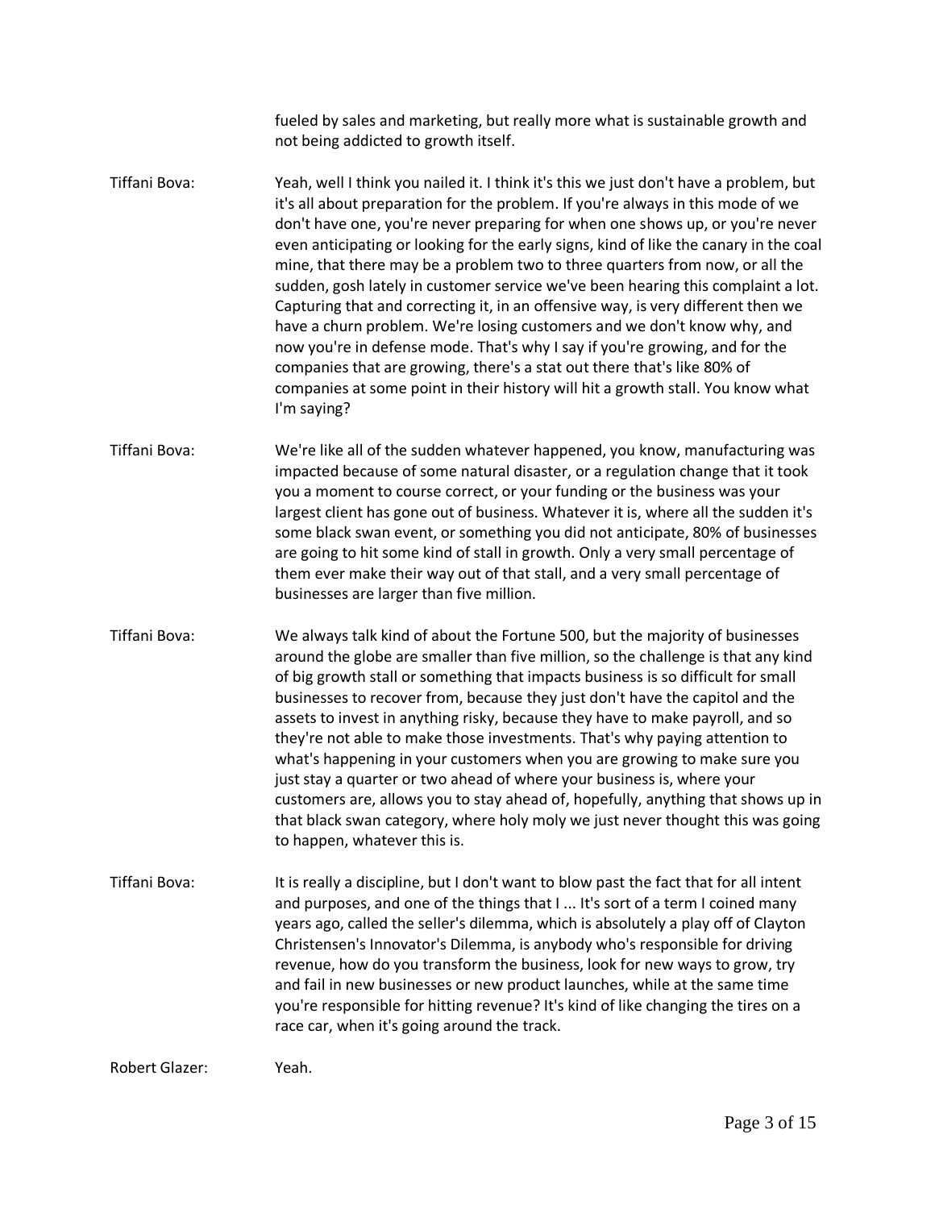fueled by sales and marketing, but really more what is sustainable growth and not being addicted to growth itself.

Tiffani Bova: Yeah, well I think you nailed it. I think it's this we just don't have a problem, but it's all about preparation for the problem. If you're always in this mode of we don't have one, you're never preparing for when one shows up, or you're never even anticipating or looking for the early signs, kind of like the canary in the coal mine, that there may be a problem two to three quarters from now, or all the sudden, gosh lately in customer service we've been hearing this complaint a lot. Capturing that and correcting it, in an offensive way, is very different then we have a churn problem. We're losing customers and we don't know why, and now you're in defense mode. That's why I say if you're growing, and for the companies that are growing, there's a stat out there that's like 80% of companies at some point in their history will hit a growth stall. You know what I'm saying?

Tiffani Bova: We're like all of the sudden whatever happened, you know, manufacturing was impacted because of some natural disaster, or a regulation change that it took you a moment to course correct, or your funding or the business was your largest client has gone out of business. Whatever it is, where all the sudden it's some black swan event, or something you did not anticipate, 80% of businesses are going to hit some kind of stall in growth. Only a very small percentage of them ever make their way out of that stall, and a very small percentage of businesses are larger than five million.

Tiffani Bova: We always talk kind of about the Fortune 500, but the majority of businesses around the globe are smaller than five million, so the challenge is that any kind of big growth stall or something that impacts business is so difficult for small businesses to recover from, because they just don't have the capitol and the assets to invest in anything risky, because they have to make payroll, and so they're not able to make those investments. That's why paying attention to what's happening in your customers when you are growing to make sure you just stay a quarter or two ahead of where your business is, where your customers are, allows you to stay ahead of, hopefully, anything that shows up in that black swan category, where holy moly we just never thought this was going to happen, whatever this is.

Tiffani Bova: It is really a discipline, but I don't want to blow past the fact that for all intent and purposes, and one of the things that I ... It's sort of a term I coined many years ago, called the seller's dilemma, which is absolutely a play off of Clayton Christensen's Innovator's Dilemma, is anybody who's responsible for driving revenue, how do you transform the business, look for new ways to grow, try and fail in new businesses or new product launches, while at the same time you're responsible for hitting revenue? It's kind of like changing the tires on a race car, when it's going around the track.

Robert Glazer: Yeah.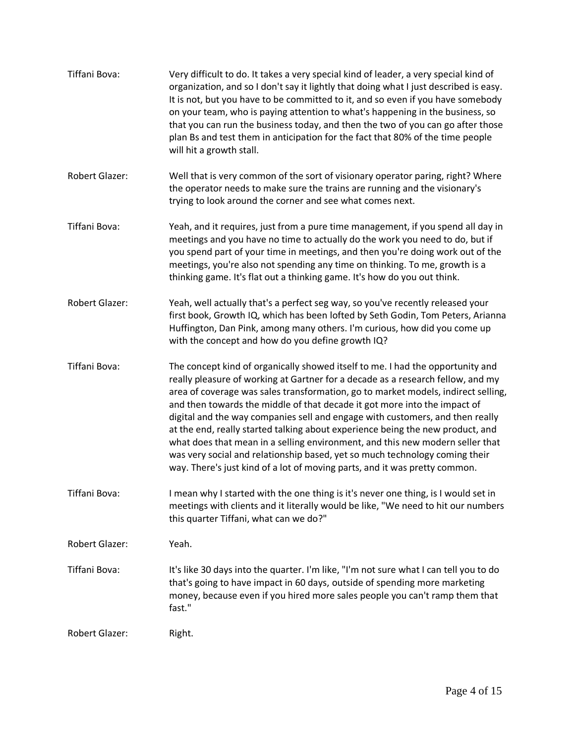**Tiffani Bova:** Very difficult to do. It takes a very special kind of leader, a very special kind of organization, and so I don't say it lightly that doing what I just described is easy. It is not, but you have to be committed to it, and so even if you have somebody on your team, who is paying attention to what's happening in the business, so that you can run the business today, and then the two of you can go after those plan Bs and test them in anticipation for the fact that 80% of the time people will hit a growth stall.

**Robert Glazer:** Well that is very common of the sort of visionary operator paring, right? Where the operator needs to make sure the trains are running and the visionary's trying to look around the corner and see what comes next.

**Tiffani Bova:** Yeah, and it requires, just from a pure time management, if you spend all day in meetings and you have no time to actually do the work you need to do, but if you spend part of your time in meetings, and then you're doing work out of the meetings, you're also not spending any time on thinking. To me, growth is a thinking game. It's flat out a thinking game. It's how do you out think.

**Robert Glazer:** Yeah, well actually that's a perfect seg way, so you've recently released your first book, Growth IQ, which has been lofted by Seth Godin, Tom Peters, Arianna Huffington, Dan Pink, among many others. I'm curious, how did you come up with the concept and how do you define growth IQ?

**Tiffani Bova:** The concept kind of organically showed itself to me. I had the opportunity and really pleasure of working at Gartner for a decade as a research fellow, and my area of coverage was sales transformation, go to market models, indirect selling, and then towards the middle of that decade it got more into the impact of digital and the way companies sell and engage with customers, and then really at the end, really started talking about experience being the new product, and what does that mean in a selling environment, and this new modern seller that was very social and relationship based, yet so much technology coming their way. There's just kind of a lot of moving parts, and it was pretty common.

**Tiffani Bova:** I mean why I started with the one thing is it's never one thing, is I would set in meetings with clients and it literally would be like, "We need to hit our numbers this quarter Tiffani, what can we do?"

**Robert Glazer:** Yeah.

**Tiffani Bova:** It's like 30 days into the quarter. I'm like, "I'm not sure what I can tell you to do that's going to have impact in 60 days, outside of spending more marketing money, because even if you hired more sales people you can't ramp them that fast."

**Robert Glazer:** Right.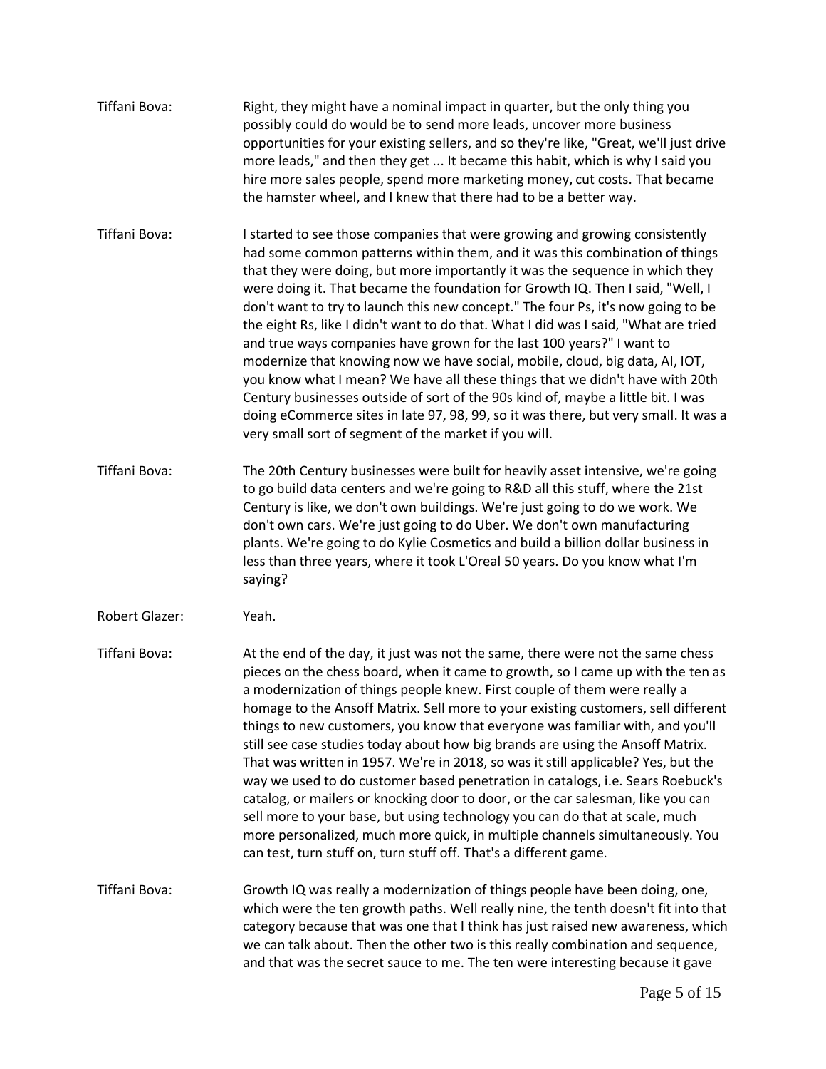Tiffani Bova: Right, they might have a nominal impact in quarter, but the only thing you possibly could do would be to send more leads, uncover more business opportunities for your existing sellers, and so they're like, "Great, we'll just drive more leads," and then they get ... It became this habit, which is why I said you hire more sales people, spend more marketing money, cut costs. That became the hamster wheel, and I knew that there had to be a better way.

Tiffani Bova: I started to see those companies that were growing and growing consistently had some common patterns within them, and it was this combination of things that they were doing, but more importantly it was the sequence in which they were doing it. That became the foundation for Growth IQ. Then I said, "Well, I don't want to try to launch this new concept." The four Ps, it's now going to be the eight Rs, like I didn't want to do that. What I did was I said, "What are tried and true ways companies have grown for the last 100 years?" I want to modernize that knowing now we have social, mobile, cloud, big data, AI, IOT, you know what I mean? We have all these things that we didn't have with 20th Century businesses outside of sort of the 90s kind of, maybe a little bit. I was doing eCommerce sites in late 97, 98, 99, so it was there, but very small. It was a very small sort of segment of the market if you will.

Tiffani Bova: The 20th Century businesses were built for heavily asset intensive, we're going to go build data centers and we're going to R&D all this stuff, where the 21st Century is like, we don't own buildings. We're just going to do we work. We don't own cars. We're just going to do Uber. We don't own manufacturing plants. We're going to do Kylie Cosmetics and build a billion dollar business in less than three years, where it took L'Oreal 50 years. Do you know what I'm saying?

Robert Glazer: Yeah.

Tiffani Bova: At the end of the day, it just was not the same, there were not the same chess pieces on the chess board, when it came to growth, so I came up with the ten as a modernization of things people knew. First couple of them were really a homage to the Ansoff Matrix. Sell more to your existing customers, sell different things to new customers, you know that everyone was familiar with, and you'll still see case studies today about how big brands are using the Ansoff Matrix. That was written in 1957. We're in 2018, so was it still applicable? Yes, but the way we used to do customer based penetration in catalogs, i.e. Sears Roebuck's catalog, or mailers or knocking door to door, or the car salesman, like you can sell more to your base, but using technology you can do that at scale, much more personalized, much more quick, in multiple channels simultaneously. You can test, turn stuff on, turn stuff off. That's a different game.

Tiffani Bova: Growth IQ was really a modernization of things people have been doing, one, which were the ten growth paths. Well really nine, the tenth doesn't fit into that category because that was one that I think has just raised new awareness, which we can talk about. Then the other two is this really combination and sequence, and that was the secret sauce to me. The ten were interesting because it gave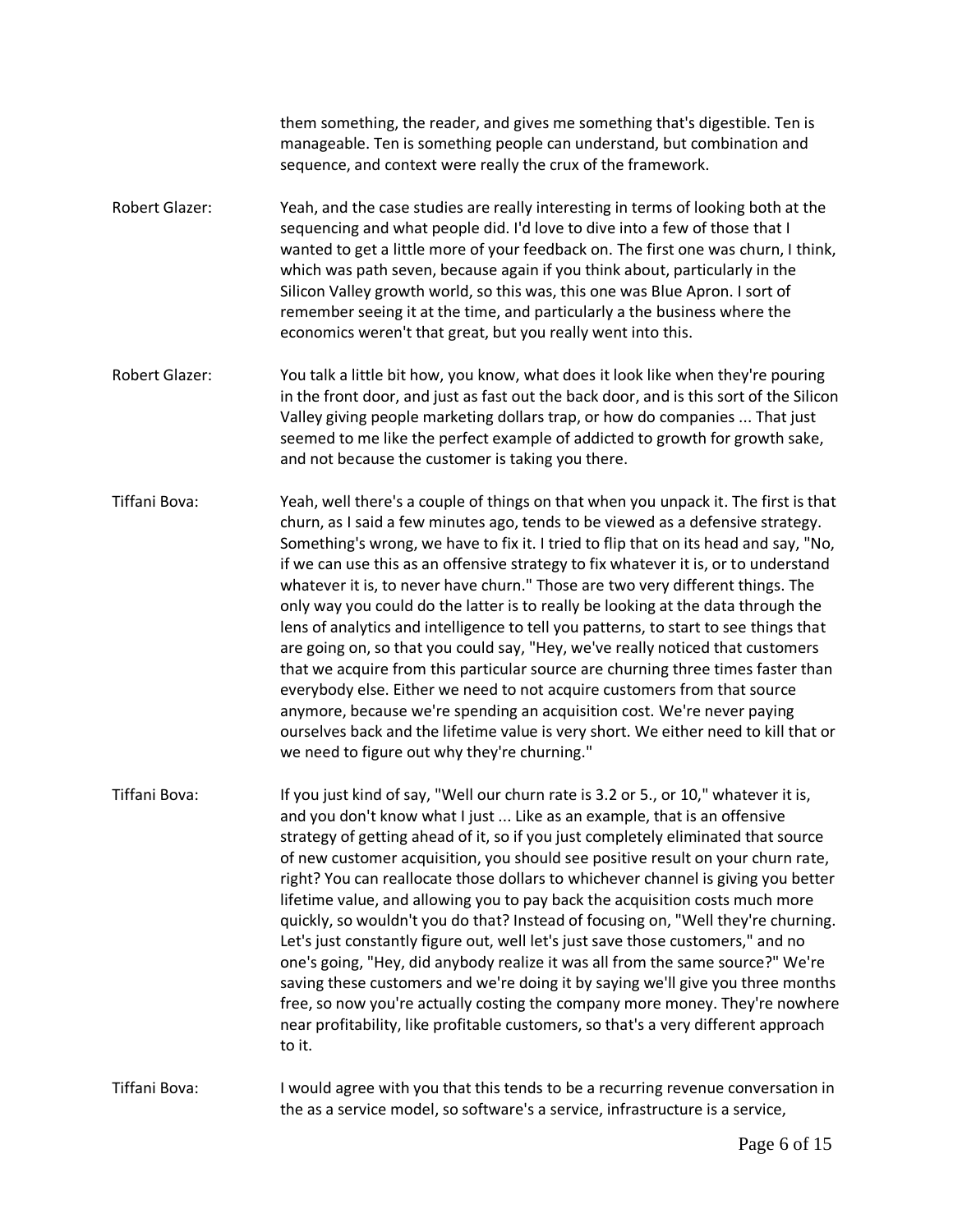them something, the reader, and gives me something that's digestible. Ten is manageable. Ten is something people can understand, but combination and sequence, and context were really the crux of the framework.

Robert Glazer: Yeah, and the case studies are really interesting in terms of looking both at the sequencing and what people did. I'd love to dive into a few of those that I wanted to get a little more of your feedback on. The first one was churn, I think, which was path seven, because again if you think about, particularly in the Silicon Valley growth world, so this was, this one was Blue Apron. I sort of remember seeing it at the time, and particularly a the business where the economics weren't that great, but you really went into this.

Robert Glazer: You talk a little bit how, you know, what does it look like when they're pouring in the front door, and just as fast out the back door, and is this sort of the Silicon Valley giving people marketing dollars trap, or how do companies ... That just seemed to me like the perfect example of addicted to growth for growth sake, and not because the customer is taking you there.

Tiffani Bova: Yeah, well there's a couple of things on that when you unpack it. The first is that churn, as I said a few minutes ago, tends to be viewed as a defensive strategy. Something's wrong, we have to fix it. I tried to flip that on its head and say, "No, if we can use this as an offensive strategy to fix whatever it is, or to understand whatever it is, to never have churn." Those are two very different things. The only way you could do the latter is to really be looking at the data through the lens of analytics and intelligence to tell you patterns, to start to see things that are going on, so that you could say, "Hey, we've really noticed that customers that we acquire from this particular source are churning three times faster than everybody else. Either we need to not acquire customers from that source anymore, because we're spending an acquisition cost. We're never paying ourselves back and the lifetime value is very short. We either need to kill that or we need to figure out why they're churning."

Tiffani Bova: If you just kind of say, "Well our churn rate is 3.2 or 5., or 10," whatever it is, and you don't know what I just ... Like as an example, that is an offensive strategy of getting ahead of it, so if you just completely eliminated that source of new customer acquisition, you should see positive result on your churn rate, right? You can reallocate those dollars to whichever channel is giving you better lifetime value, and allowing you to pay back the acquisition costs much more quickly, so wouldn't you do that? Instead of focusing on, "Well they're churning. Let's just constantly figure out, well let's just save those customers," and no one's going, "Hey, did anybody realize it was all from the same source?" We're saving these customers and we're doing it by saying we'll give you three months free, so now you're actually costing the company more money. They're nowhere near profitability, like profitable customers, so that's a very different approach to it.

Tiffani Bova: I would agree with you that this tends to be a recurring revenue conversation in the as a service model, so software's a service, infrastructure is a service,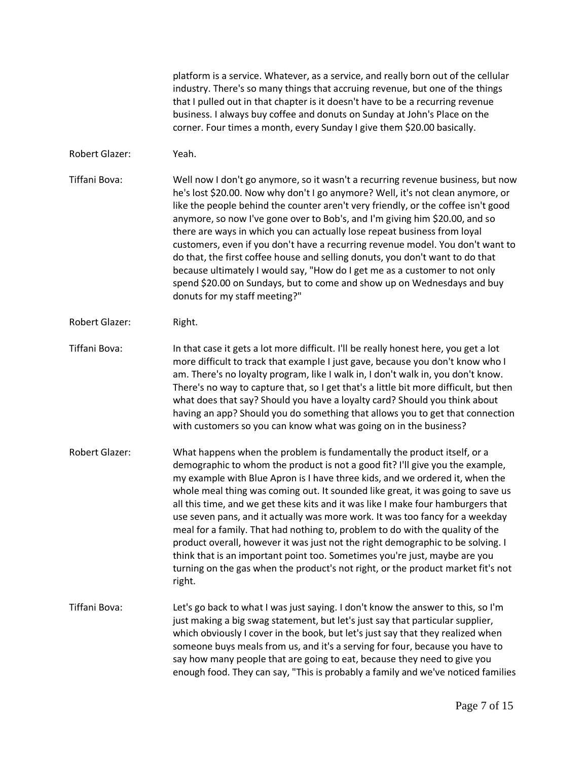platform is a service. Whatever, as a service, and really born out of the cellular industry. There's so many things that accruing revenue, but one of the things that I pulled out in that chapter is it doesn't have to be a recurring revenue business. I always buy coffee and donuts on Sunday at John's Place on the corner. Four times a month, every Sunday I give them $20.00 basically.

**Robert Glazer:** Yeah.

**Tiffani Bova:** Well now I don't go anymore, so it wasn't a recurring revenue business, but now he's lost $20.00. Now why don't I go anymore? Well, it's not clean anymore, or like the people behind the counter aren't very friendly, or the coffee isn't good anymore, so now I've gone over to Bob's, and I'm giving him $20.00, and so there are ways in which you can actually lose repeat business from loyal customers, even if you don't have a recurring revenue model. You don't want to do that, the first coffee house and selling donuts, you don't want to do that because ultimately I would say, "How do I get me as a customer to not only spend $20.00 on Sundays, but to come and show up on Wednesdays and buy donuts for my staff meeting?"

**Robert Glazer:** Right.

**Tiffani Bova:** In that case it gets a lot more difficult. I'll be really honest here, you get a lot more difficult to track that example I just gave, because you don't know who I am. There's no loyalty program, like I walk in, I don't walk in, you don't know. There's no way to capture that, so I get that's a little bit more difficult, but then what does that say? Should you have a loyalty card? Should you think about having an app? Should you do something that allows you to get that connection with customers so you can know what was going on in the business?

**Robert Glazer:** What happens when the problem is fundamentally the product itself, or a demographic to whom the product is not a good fit? I'll give you the example, my example with Blue Apron is I have three kids, and we ordered it, when the whole meal thing was coming out. It sounded like great, it was going to save us all this time, and we get these kits and it was like I make four hamburgers that use seven pans, and it actually was more work. It was too fancy for a weekday meal for a family. That had nothing to, problem to do with the quality of the product overall, however it was just not the right demographic to be solving. I think that is an important point too. Sometimes you're just, maybe are you turning on the gas when the product's not right, or the product market fit's not right.

**Tiffani Bova:** Let's go back to what I was just saying. I don't know the answer to this, so I'm just making a big swag statement, but let's just say that particular supplier, which obviously I cover in the book, but let's just say that they realized when someone buys meals from us, and it's a serving for four, because you have to say how many people that are going to eat, because they need to give you enough food. They can say, "This is probably a family and we've noticed families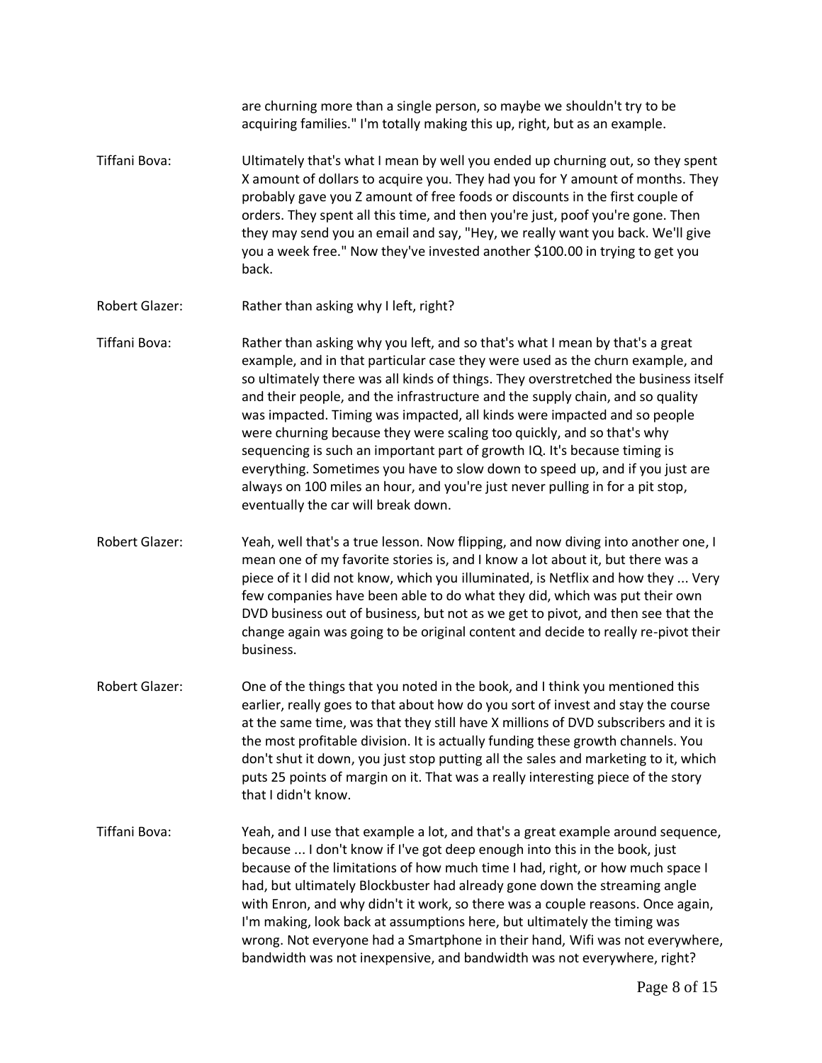are churning more than a single person, so maybe we shouldn't try to be acquiring families." I'm totally making this up, right, but as an example.

**Tiffani Bova:** Ultimately that's what I mean by well you ended up churning out, so they spent X amount of dollars to acquire you. They had you for Y amount of months. They probably gave you Z amount of free foods or discounts in the first couple of orders. They spent all this time, and then you're just, poof you're gone. Then they may send you an email and say, "Hey, we really want you back. We'll give you a week free." Now they've invested another $100.00 in trying to get you back.

**Robert Glazer:** Rather than asking why I left, right?

**Tiffani Bova:** Rather than asking why you left, and so that's what I mean by that's a great example, and in that particular case they were used as the churn example, and so ultimately there was all kinds of things. They overstretched the business itself and their people, and the infrastructure and the supply chain, and so quality was impacted. Timing was impacted, all kinds were impacted and so people were churning because they were scaling too quickly, and so that's why sequencing is such an important part of growth IQ. It's because timing is everything. Sometimes you have to slow down to speed up, and if you just are always on 100 miles an hour, and you're just never pulling in for a pit stop, eventually the car will break down.

**Robert Glazer:** Yeah, well that's a true lesson. Now flipping, and now diving into another one, I mean one of my favorite stories is, and I know a lot about it, but there was a piece of it I did not know, which you illuminated, is Netflix and how they ... Very few companies have been able to do what they did, which was put their own DVD business out of business, but not as we get to pivot, and then see that the change again was going to be original content and decide to really re-pivot their business.

**Robert Glazer:** One of the things that you noted in the book, and I think you mentioned this earlier, really goes to that about how do you sort of invest and stay the course at the same time, was that they still have X millions of DVD subscribers and it is the most profitable division. It is actually funding these growth channels. You don't shut it down, you just stop putting all the sales and marketing to it, which puts 25 points of margin on it. That was a really interesting piece of the story that I didn't know.

**Tiffani Bova:** Yeah, and I use that example a lot, and that's a great example around sequence, because ... I don't know if I've got deep enough into this in the book, just because of the limitations of how much time I had, right, or how much space I had, but ultimately Blockbuster had already gone down the streaming angle with Enron, and why didn't it work, so there was a couple reasons. Once again, I'm making, look back at assumptions here, but ultimately the timing was wrong. Not everyone had a Smartphone in their hand, Wifi was not everywhere, bandwidth was not inexpensive, and bandwidth was not everywhere, right?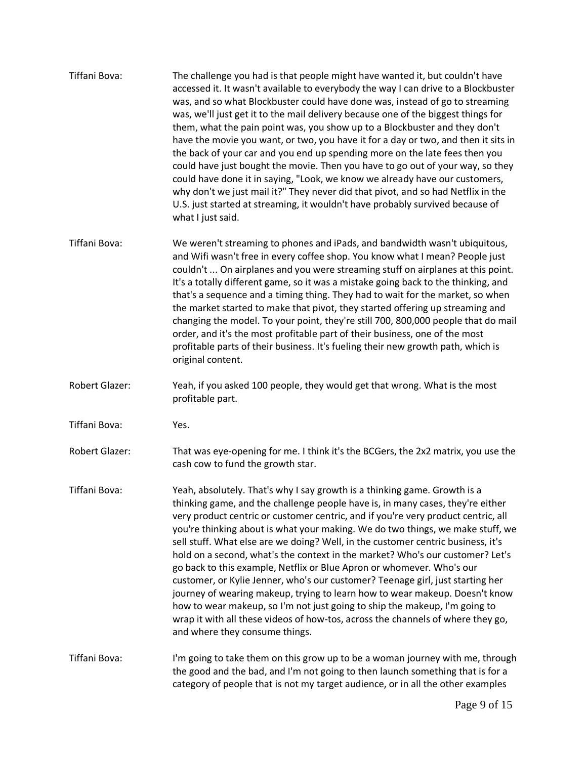Tiffani Bova: The challenge you had is that people might have wanted it, but couldn't have accessed it. It wasn't available to everybody the way I can drive to a Blockbuster was, and so what Blockbuster could have done was, instead of go to streaming was, we'll just get it to the mail delivery because one of the biggest things for them, what the pain point was, you show up to a Blockbuster and they don't have the movie you want, or two, you have it for a day or two, and then it sits in the back of your car and you end up spending more on the late fees then you could have just bought the movie. Then you have to go out of your way, so they could have done it in saying, "Look, we know we already have our customers, why don't we just mail it?" They never did that pivot, and so had Netflix in the U.S. just started at streaming, it wouldn't have probably survived because of what I just said.

Tiffani Bova: We weren't streaming to phones and iPads, and bandwidth wasn't ubiquitous, and Wifi wasn't free in every coffee shop. You know what I mean? People just couldn't ... On airplanes and you were streaming stuff on airplanes at this point. It's a totally different game, so it was a mistake going back to the thinking, and that's a sequence and a timing thing. They had to wait for the market, so when the market started to make that pivot, they started offering up streaming and changing the model. To your point, they're still 700, 800,000 people that do mail order, and it's the most profitable part of their business, one of the most profitable parts of their business. It's fueling their new growth path, which is original content.

Robert Glazer: Yeah, if you asked 100 people, they would get that wrong. What is the most profitable part.

Tiffani Bova: Yes.

Robert Glazer: That was eye-opening for me. I think it's the BCGers, the 2x2 matrix, you use the cash cow to fund the growth star.

Tiffani Bova: Yeah, absolutely. That's why I say growth is a thinking game. Growth is a thinking game, and the challenge people have is, in many cases, they're either very product centric or customer centric, and if you're very product centric, all you're thinking about is what your making. We do two things, we make stuff, we sell stuff. What else are we doing? Well, in the customer centric business, it's hold on a second, what's the context in the market? Who's our customer? Let's go back to this example, Netflix or Blue Apron or whomever. Who's our customer, or Kylie Jenner, who's our customer? Teenage girl, just starting her journey of wearing makeup, trying to learn how to wear makeup. Doesn't know how to wear makeup, so I'm not just going to ship the makeup, I'm going to wrap it with all these videos of how-tos, across the channels of where they go, and where they consume things.

Tiffani Bova: I'm going to take them on this grow up to be a woman journey with me, through the good and the bad, and I'm not going to then launch something that is for a category of people that is not my target audience, or in all the other examples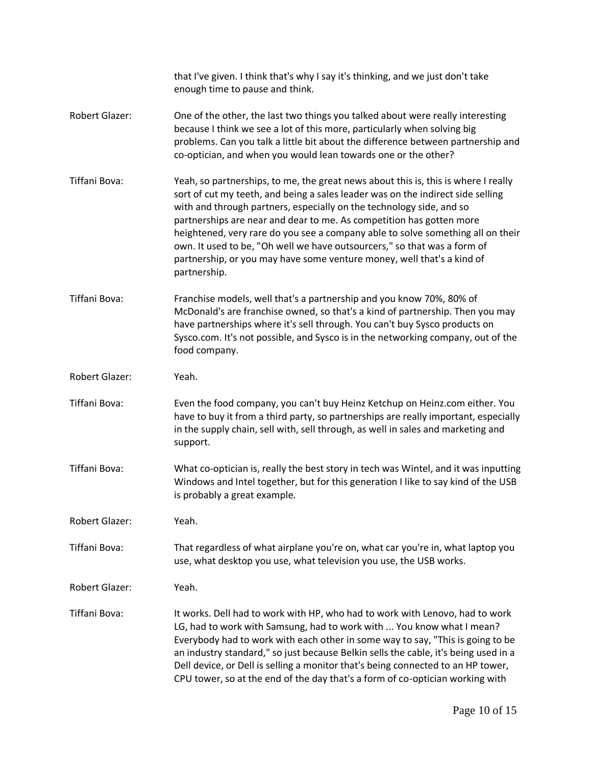that I've given. I think that's why I say it's thinking, and we just don't take enough time to pause and think.

Robert Glazer: One of the other, the last two things you talked about were really interesting because I think we see a lot of this more, particularly when solving big problems. Can you talk a little bit about the difference between partnership and co-optician, and when you would lean towards one or the other?

Tiffani Bova: Yeah, so partnerships, to me, the great news about this is, this is where I really sort of cut my teeth, and being a sales leader was on the indirect side selling with and through partners, especially on the technology side, and so partnerships are near and dear to me. As competition has gotten more heightened, very rare do you see a company able to solve something all on their own. It used to be, "Oh well we have outsourcers," so that was a form of partnership, or you may have some venture money, well that's a kind of partnership.

Tiffani Bova: Franchise models, well that's a partnership and you know 70%, 80% of McDonald's are franchise owned, so that's a kind of partnership. Then you may have partnerships where it's sell through. You can't buy Sysco products on Sysco.com. It's not possible, and Sysco is in the networking company, out of the food company.

Robert Glazer: Yeah.

Tiffani Bova: Even the food company, you can't buy Heinz Ketchup on Heinz.com either. You have to buy it from a third party, so partnerships are really important, especially in the supply chain, sell with, sell through, as well in sales and marketing and support.

Tiffani Bova: What co-optician is, really the best story in tech was Wintel, and it was inputting Windows and Intel together, but for this generation I like to say kind of the USB is probably a great example.

Robert Glazer: Yeah.

Tiffani Bova: That regardless of what airplane you're on, what car you're in, what laptop you use, what desktop you use, what television you use, the USB works.

Robert Glazer: Yeah.

Tiffani Bova: It works. Dell had to work with HP, who had to work with Lenovo, had to work LG, had to work with Samsung, had to work with ... You know what I mean? Everybody had to work with each other in some way to say, "This is going to be an industry standard," so just because Belkin sells the cable, it's being used in a Dell device, or Dell is selling a monitor that's being connected to an HP tower, CPU tower, so at the end of the day that's a form of co-optician working with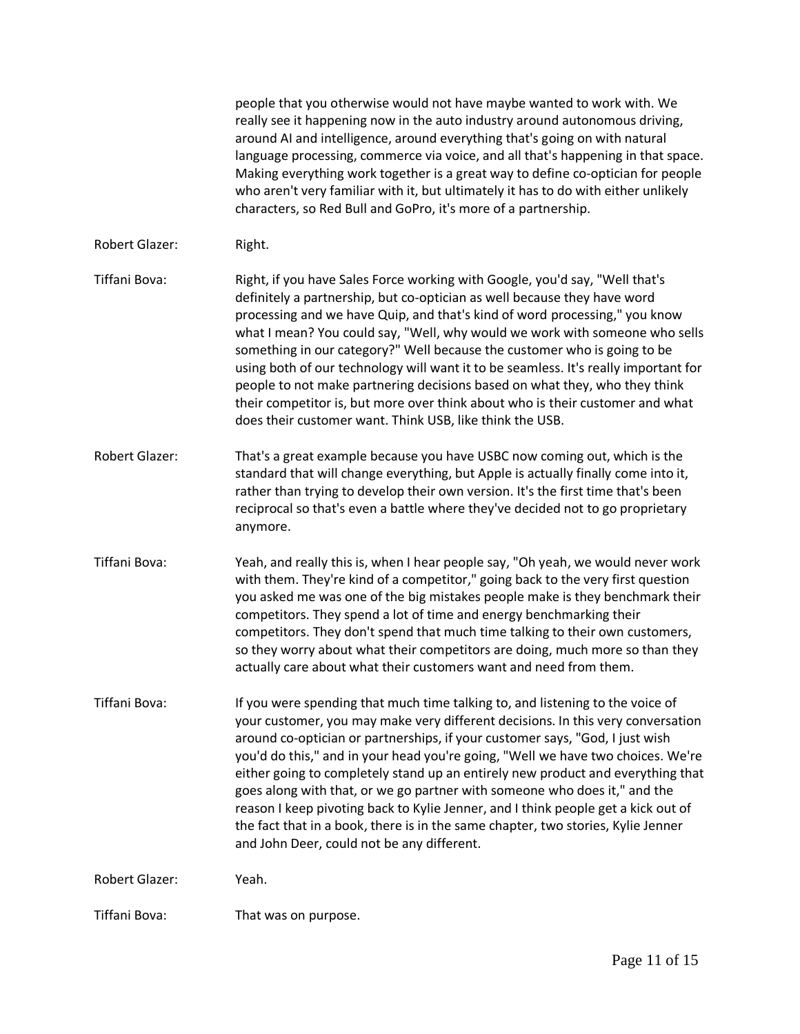people that you otherwise would not have maybe wanted to work with. We really see it happening now in the auto industry around autonomous driving, around AI and intelligence, around everything that's going on with natural language processing, commerce via voice, and all that's happening in that space. Making everything work together is a great way to define co-optician for people who aren't very familiar with it, but ultimately it has to do with either unlikely characters, so Red Bull and GoPro, it's more of a partnership.

**Robert Glazer:** Right.

**Tiffani Bova:** Right, if you have Sales Force working with Google, you'd say, "Well that's definitely a partnership, but co-optician as well because they have word processing and we have Quip, and that's kind of word processing," you know what I mean? You could say, "Well, why would we work with someone who sells something in our category?" Well because the customer who is going to be using both of our technology will want it to be seamless. It's really important for people to not make partnering decisions based on what they, who they think their competitor is, but more over think about who is their customer and what does their customer want. Think USB, like think the USB.

**Robert Glazer:** That's a great example because you have USBC now coming out, which is the standard that will change everything, but Apple is actually finally come into it, rather than trying to develop their own version. It's the first time that's been reciprocal so that's even a battle where they've decided not to go proprietary anymore.

**Tiffani Bova:** Yeah, and really this is, when I hear people say, "Oh yeah, we would never work with them. They're kind of a competitor," going back to the very first question you asked me was one of the big mistakes people make is they benchmark their competitors. They spend a lot of time and energy benchmarking their competitors. They don't spend that much time talking to their own customers, so they worry about what their competitors are doing, much more so than they actually care about what their customers want and need from them.

**Tiffani Bova:** If you were spending that much time talking to, and listening to the voice of your customer, you may make very different decisions. In this very conversation around co-optician or partnerships, if your customer says, "God, I just wish you'd do this," and in your head you're going, "Well we have two choices. We're either going to completely stand up an entirely new product and everything that goes along with that, or we go partner with someone who does it," and the reason I keep pivoting back to Kylie Jenner, and I think people get a kick out of the fact that in a book, there is in the same chapter, two stories, Kylie Jenner and John Deer, could not be any different.

**Robert Glazer:** Yeah.

**Tiffani Bova:** That was on purpose.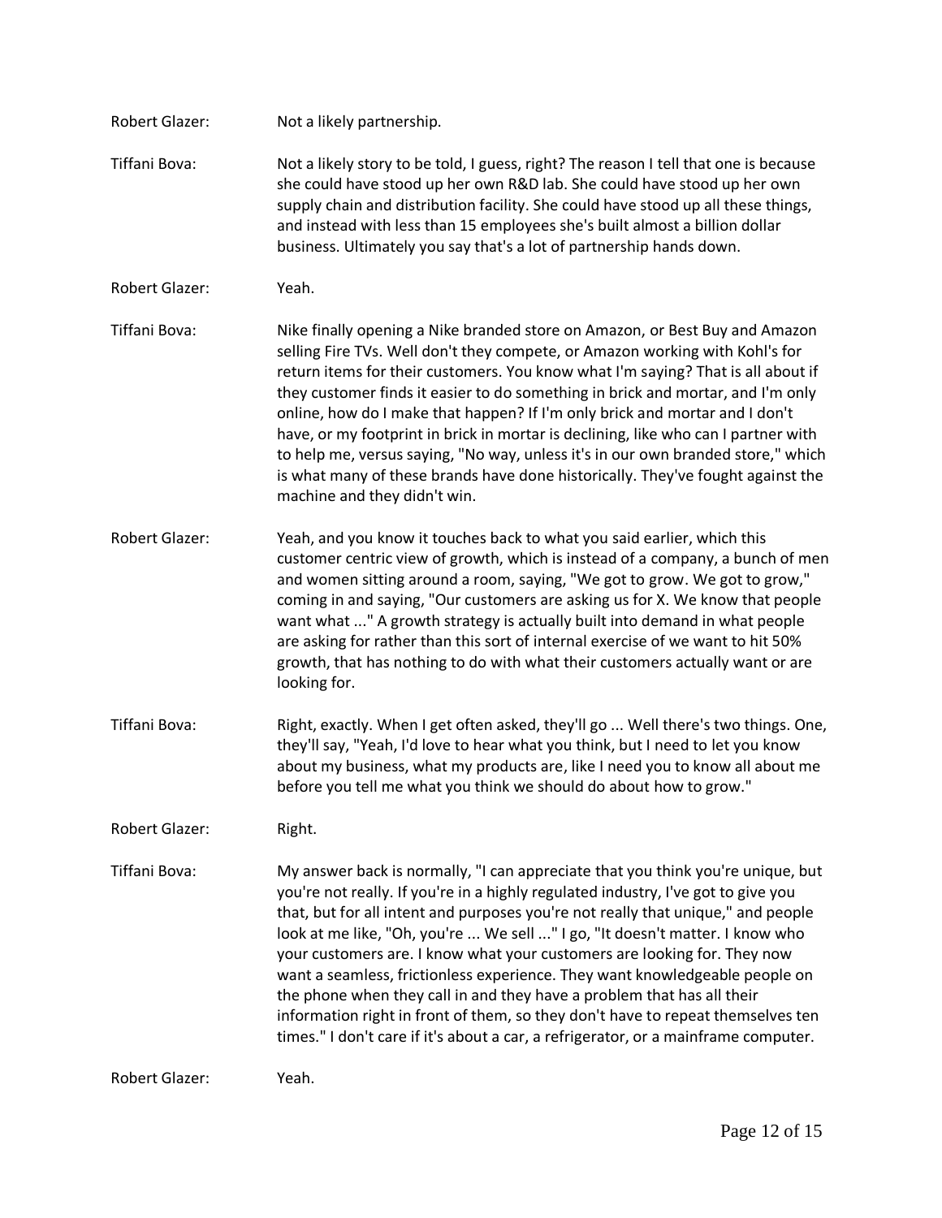Robert Glazer: Not a likely partnership.

Tiffani Bova: Not a likely story to be told, I guess, right? The reason I tell that one is because she could have stood up her own R&D lab. She could have stood up her own supply chain and distribution facility. She could have stood up all these things, and instead with less than 15 employees she's built almost a billion dollar business. Ultimately you say that's a lot of partnership hands down.

Robert Glazer: Yeah.

Tiffani Bova: Nike finally opening a Nike branded store on Amazon, or Best Buy and Amazon selling Fire TVs. Well don't they compete, or Amazon working with Kohl's for return items for their customers. You know what I'm saying? That is all about if they customer finds it easier to do something in brick and mortar, and I'm only online, how do I make that happen? If I'm only brick and mortar and I don't have, or my footprint in brick in mortar is declining, like who can I partner with to help me, versus saying, "No way, unless it's in our own branded store," which is what many of these brands have done historically. They've fought against the machine and they didn't win.

Robert Glazer: Yeah, and you know it touches back to what you said earlier, which this customer centric view of growth, which is instead of a company, a bunch of men and women sitting around a room, saying, "We got to grow. We got to grow," coming in and saying, "Our customers are asking us for X. We know that people want what ..." A growth strategy is actually built into demand in what people are asking for rather than this sort of internal exercise of we want to hit 50% growth, that has nothing to do with what their customers actually want or are looking for.

Tiffani Bova: Right, exactly. When I get often asked, they'll go ... Well there's two things. One, they'll say, "Yeah, I'd love to hear what you think, but I need to let you know about my business, what my products are, like I need you to know all about me before you tell me what you think we should do about how to grow."

Robert Glazer: Right.

Tiffani Bova: My answer back is normally, "I can appreciate that you think you're unique, but you're not really. If you're in a highly regulated industry, I've got to give you that, but for all intent and purposes you're not really that unique," and people look at me like, "Oh, you're ... We sell ..." I go, "It doesn't matter. I know who your customers are. I know what your customers are looking for. They now want a seamless, frictionless experience. They want knowledgeable people on the phone when they call in and they have a problem that has all their information right in front of them, so they don't have to repeat themselves ten times." I don't care if it's about a car, a refrigerator, or a mainframe computer.

Robert Glazer: Yeah.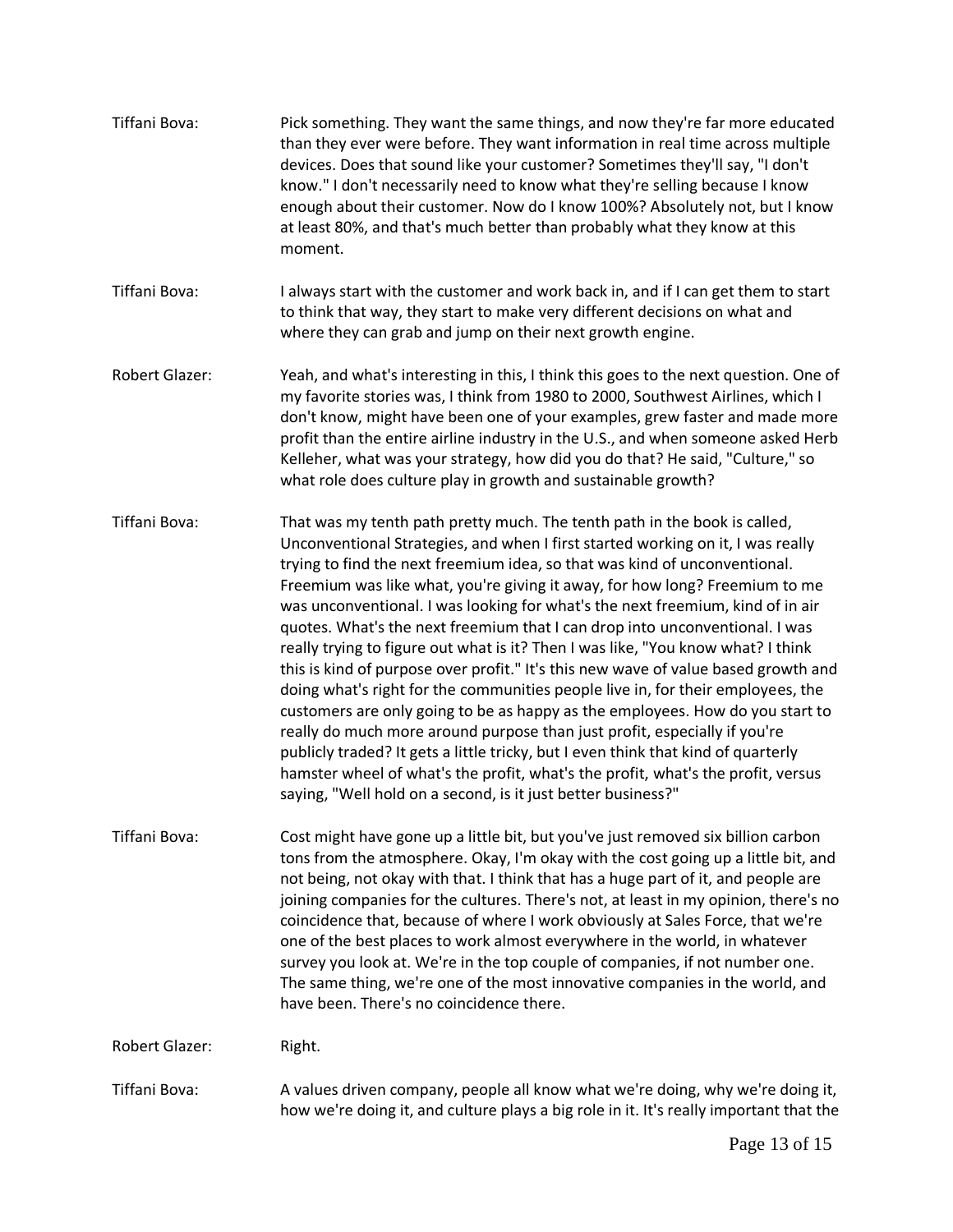Tiffani Bova: Pick something. They want the same things, and now they're far more educated than they ever were before. They want information in real time across multiple devices. Does that sound like your customer? Sometimes they'll say, "I don't know." I don't necessarily need to know what they're selling because I know enough about their customer. Now do I know 100%? Absolutely not, but I know at least 80%, and that's much better than probably what they know at this moment.

Tiffani Bova: I always start with the customer and work back in, and if I can get them to start to think that way, they start to make very different decisions on what and where they can grab and jump on their next growth engine.

Robert Glazer: Yeah, and what's interesting in this, I think this goes to the next question. One of my favorite stories was, I think from 1980 to 2000, Southwest Airlines, which I don't know, might have been one of your examples, grew faster and made more profit than the entire airline industry in the U.S., and when someone asked Herb Kelleher, what was your strategy, how did you do that? He said, "Culture," so what role does culture play in growth and sustainable growth?

Tiffani Bova: That was my tenth path pretty much. The tenth path in the book is called, Unconventional Strategies, and when I first started working on it, I was really trying to find the next freemium idea, so that was kind of unconventional. Freemium was like what, you're giving it away, for how long? Freemium to me was unconventional. I was looking for what's the next freemium, kind of in air quotes. What's the next freemium that I can drop into unconventional. I was really trying to figure out what is it? Then I was like, "You know what? I think this is kind of purpose over profit." It's this new wave of value based growth and doing what's right for the communities people live in, for their employees, the customers are only going to be as happy as the employees. How do you start to really do much more around purpose than just profit, especially if you're publicly traded? It gets a little tricky, but I even think that kind of quarterly hamster wheel of what's the profit, what's the profit, what's the profit, versus saying, "Well hold on a second, is it just better business?"

Tiffani Bova: Cost might have gone up a little bit, but you've just removed six billion carbon tons from the atmosphere. Okay, I'm okay with the cost going up a little bit, and not being, not okay with that. I think that has a huge part of it, and people are joining companies for the cultures. There's not, at least in my opinion, there's no coincidence that, because of where I work obviously at Sales Force, that we're one of the best places to work almost everywhere in the world, in whatever survey you look at. We're in the top couple of companies, if not number one. The same thing, we're one of the most innovative companies in the world, and have been. There's no coincidence there.

Robert Glazer: Right.

Tiffani Bova: A values driven company, people all know what we're doing, why we're doing it, how we're doing it, and culture plays a big role in it. It's really important that the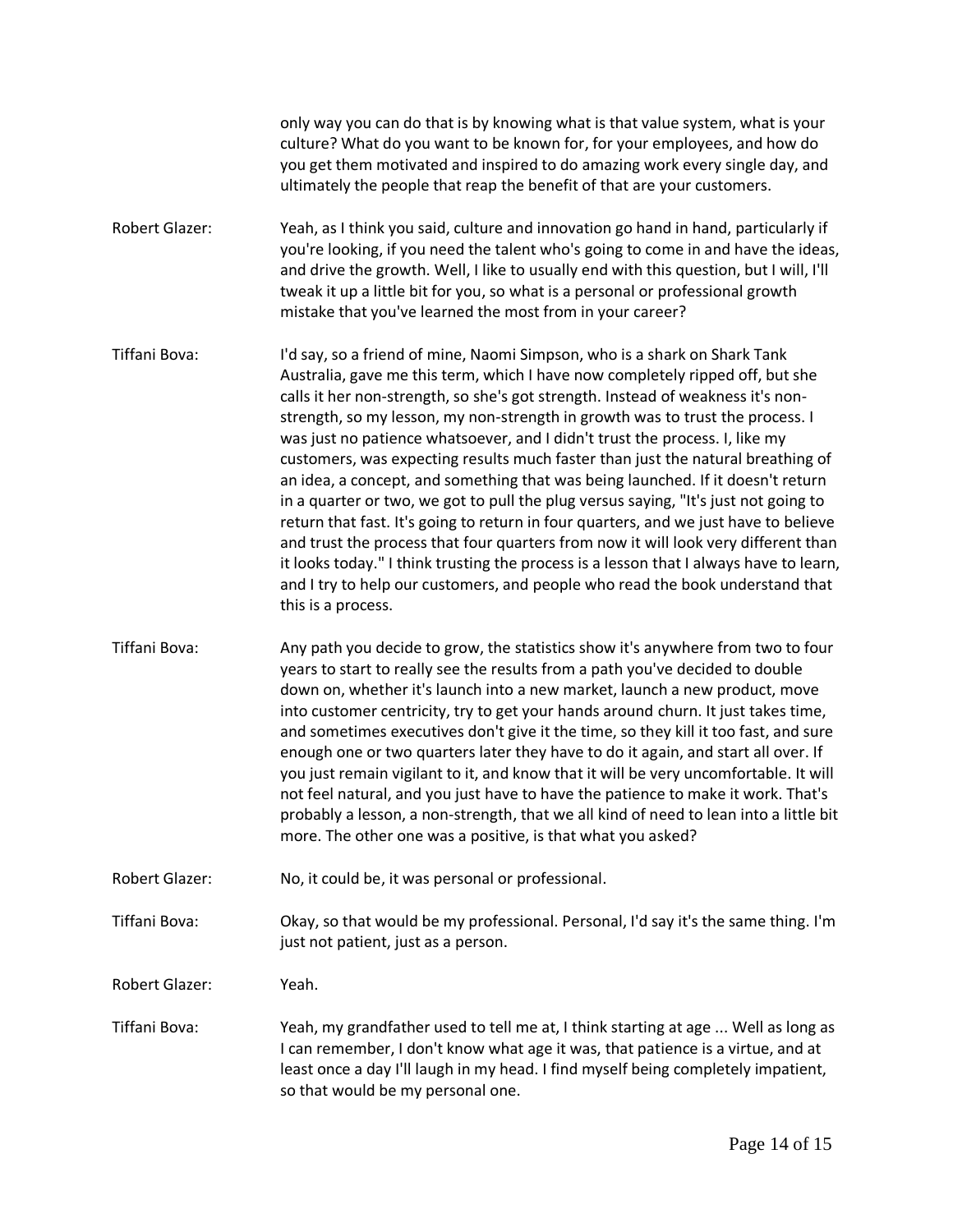only way you can do that is by knowing what is that value system, what is your culture? What do you want to be known for, for your employees, and how do you get them motivated and inspired to do amazing work every single day, and ultimately the people that reap the benefit of that are your customers.

Robert Glazer: Yeah, as I think you said, culture and innovation go hand in hand, particularly if you're looking, if you need the talent who's going to come in and have the ideas, and drive the growth. Well, I like to usually end with this question, but I will, I'll tweak it up a little bit for you, so what is a personal or professional growth mistake that you've learned the most from in your career?

Tiffani Bova: I'd say, so a friend of mine, Naomi Simpson, who is a shark on Shark Tank Australia, gave me this term, which I have now completely ripped off, but she calls it her non-strength, so she's got strength. Instead of weakness it's non-strength, so my lesson, my non-strength in growth was to trust the process. I was just no patience whatsoever, and I didn't trust the process. I, like my customers, was expecting results much faster than just the natural breathing of an idea, a concept, and something that was being launched. If it doesn't return in a quarter or two, we got to pull the plug versus saying, "It's just not going to return that fast. It's going to return in four quarters, and we just have to believe and trust the process that four quarters from now it will look very different than it looks today." I think trusting the process is a lesson that I always have to learn, and I try to help our customers, and people who read the book understand that this is a process.

Tiffani Bova: Any path you decide to grow, the statistics show it's anywhere from two to four years to start to really see the results from a path you've decided to double down on, whether it's launch into a new market, launch a new product, move into customer centricity, try to get your hands around churn. It just takes time, and sometimes executives don't give it the time, so they kill it too fast, and sure enough one or two quarters later they have to do it again, and start all over. If you just remain vigilant to it, and know that it will be very uncomfortable. It will not feel natural, and you just have to have the patience to make it work. That's probably a lesson, a non-strength, that we all kind of need to lean into a little bit more. The other one was a positive, is that what you asked?

Robert Glazer: No, it could be, it was personal or professional.

Tiffani Bova: Okay, so that would be my professional. Personal, I'd say it's the same thing. I'm just not patient, just as a person.

Robert Glazer: Yeah.

Tiffani Bova: Yeah, my grandfather used to tell me at, I think starting at age ... Well as long as I can remember, I don't know what age it was, that patience is a virtue, and at least once a day I'll laugh in my head. I find myself being completely impatient, so that would be my personal one.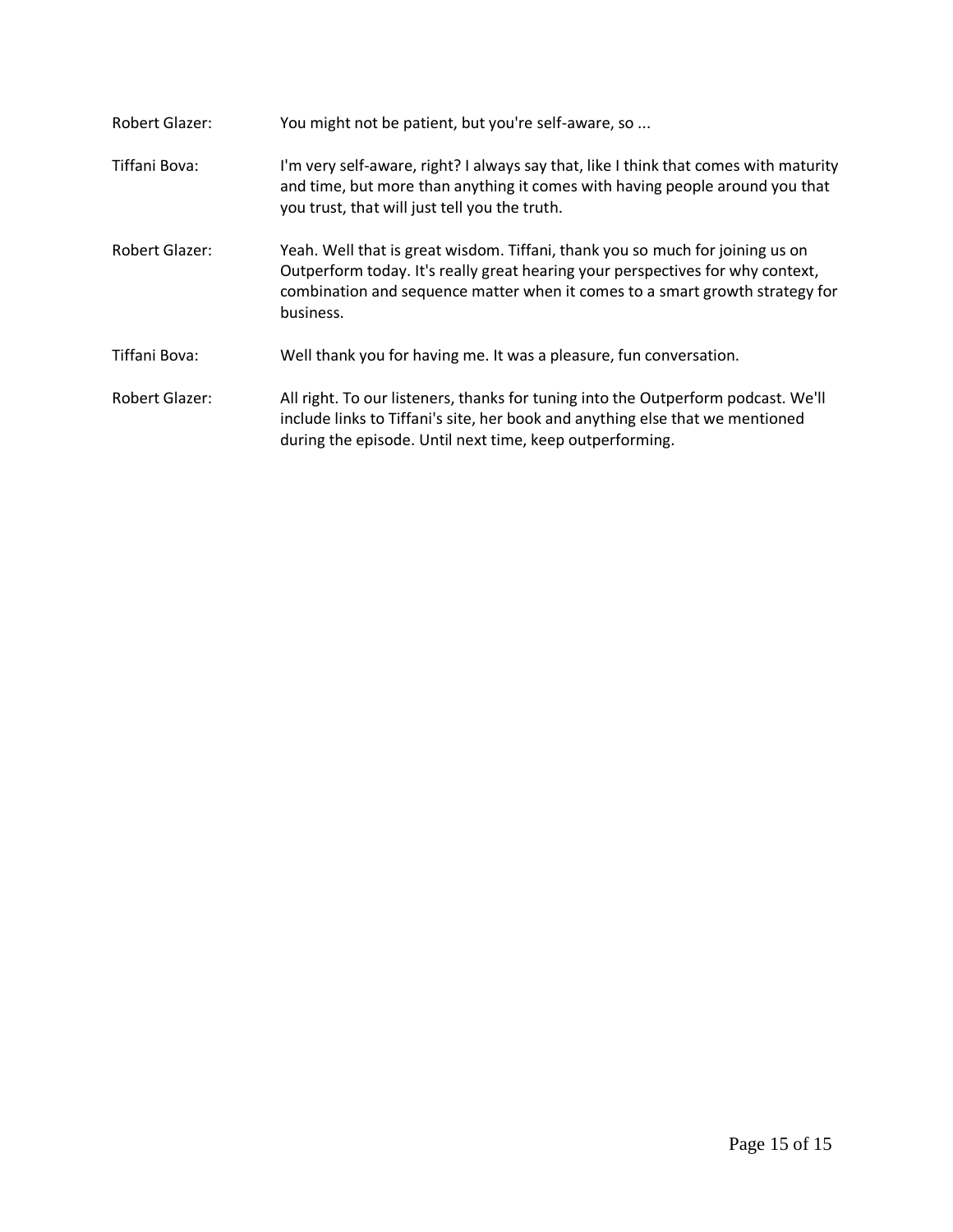Robert Glazer: You might not be patient, but you're self-aware, so ...

Tiffani Bova: I'm very self-aware, right? I always say that, like I think that comes with maturity and time, but more than anything it comes with having people around you that you trust, that will just tell you the truth.

Robert Glazer: Yeah. Well that is great wisdom. Tiffani, thank you so much for joining us on Outperform today. It's really great hearing your perspectives for why context, combination and sequence matter when it comes to a smart growth strategy for business.

Tiffani Bova: Well thank you for having me. It was a pleasure, fun conversation.

Robert Glazer: All right. To our listeners, thanks for tuning into the Outperform podcast. We'll include links to Tiffani's site, her book and anything else that we mentioned during the episode. Until next time, keep outperforming.